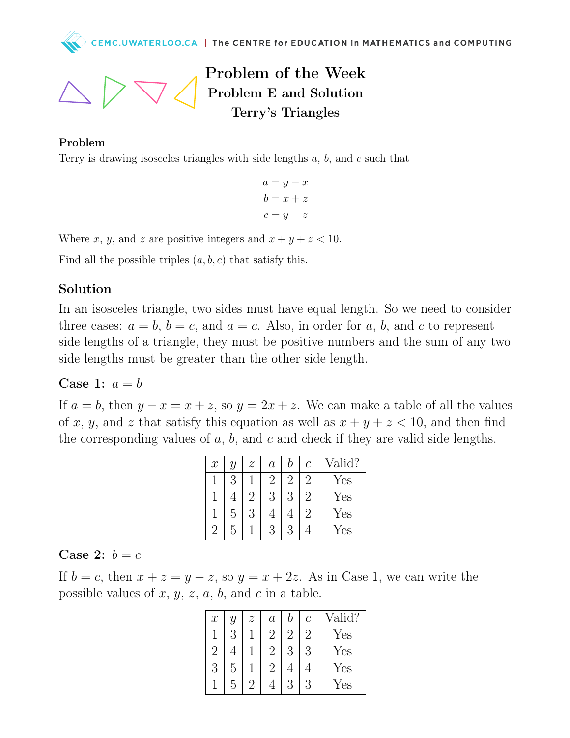# Problem of the Week
## Problem E and Solution
## Terry's Triangles

### Problem

Terry is drawing isosceles triangles with side lengths $a$, $b$, and $c$ such that

$$a = y - x$$
$$b = x + z$$
$$c = y - z$$

Where $x$, $y$, and $z$ are positive integers and $x + y + z < 10$.

Find all the possible triples $(a, b, c)$ that satisfy this.

### Solution

In an isosceles triangle, two sides must have equal length. So we need to consider three cases: $a = b$, $b = c$, and $a = c$. Also, in order for $a$, $b$, and $c$ to represent side lengths of a triangle, they must be positive numbers and the sum of any two side lengths must be greater than the other side length.

**Case 1:** $a = b$

If $a = b$, then $y - x = x + z$, so $y = 2x + z$. We can make a table of all the values of $x$, $y$, and $z$ that satisfy this equation as well as $x + y + z < 10$, and then find the corresponding values of $a$, $b$, and $c$ and check if they are valid side lengths.

| $x$ | $y$ | $z$ | $a$ | $b$ | $c$ | Valid? |
|---|---|---|---|---|---|---|
| 1 | 3 | 1 | 2 | 2 | 2 | Yes |
| 1 | 4 | 2 | 3 | 3 | 2 | Yes |
| 1 | 5 | 3 | 4 | 4 | 2 | Yes |
| 2 | 5 | 1 | 3 | 3 | 4 | Yes |

**Case 2:** $b = c$

If $b = c$, then $x + z = y - z$, so $y = x + 2z$. As in Case 1, we can write the possible values of $x$, $y$, $z$, $a$, $b$, and $c$ in a table.

| $x$ | $y$ | $z$ | $a$ | $b$ | $c$ | Valid? |
|---|---|---|---|---|---|---|
| 1 | 3 | 1 | 2 | 2 | 2 | Yes |
| 2 | 4 | 1 | 2 | 3 | 3 | Yes |
| 3 | 5 | 1 | 2 | 4 | 4 | Yes |
| 1 | 5 | 2 | 4 | 3 | 3 | Yes |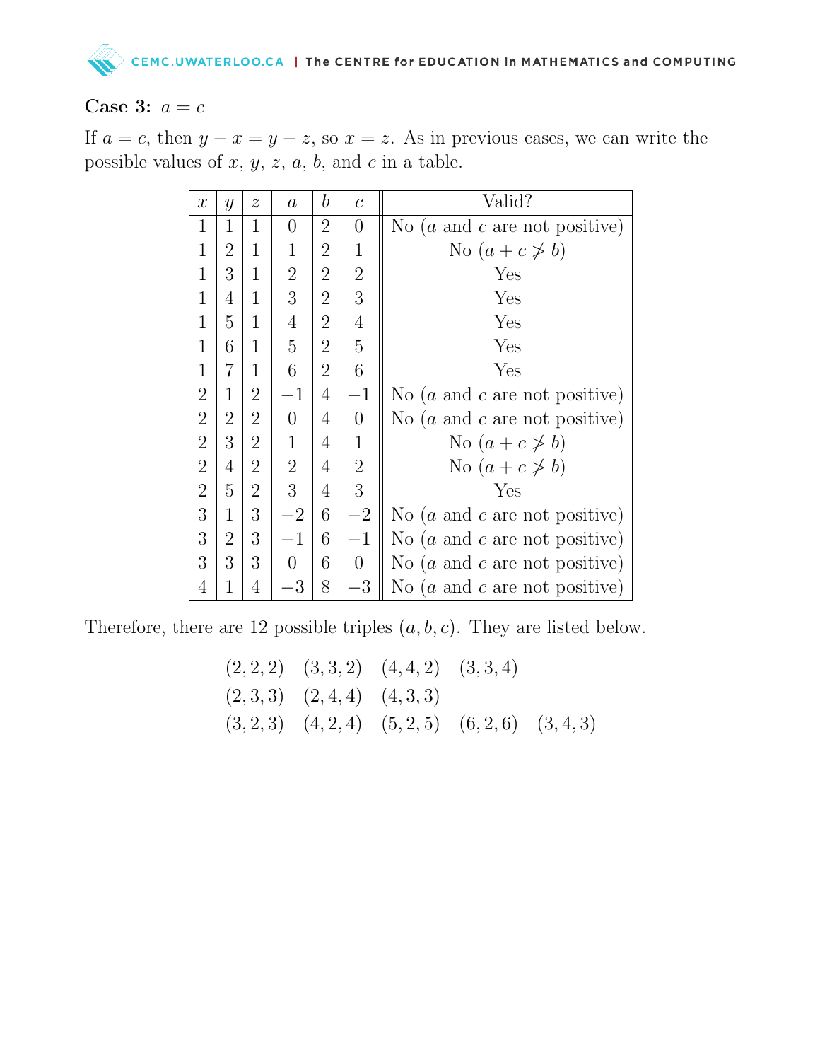**Case 3:** $a = c$

If $a = c$, then $y - x = y - z$, so $x = z$. As in previous cases, we can write the possible values of $x$, $y$, $z$, $a$, $b$, and $c$ in a table.

| $x$ | $y$ | $z$ | $a$ | $b$ | $c$ | Valid? |
|---|---|---|---|---|---|---|
| 1 | 1 | 1 | 0 | 2 | 0 | No ($a$ and $c$ are not positive) |
| 1 | 2 | 1 | 1 | 2 | 1 | No ($a + c \ngtr b$) |
| 1 | 3 | 1 | 2 | 2 | 2 | Yes |
| 1 | 4 | 1 | 3 | 2 | 3 | Yes |
| 1 | 5 | 1 | 4 | 2 | 4 | Yes |
| 1 | 6 | 1 | 5 | 2 | 5 | Yes |
| 1 | 7 | 1 | 6 | 2 | 6 | Yes |
| 2 | 1 | 2 | $-1$ | 4 | $-1$ | No ($a$ and $c$ are not positive) |
| 2 | 2 | 2 | 0 | 4 | 0 | No ($a$ and $c$ are not positive) |
| 2 | 3 | 2 | 1 | 4 | 1 | No ($a + c \ngtr b$) |
| 2 | 4 | 2 | 2 | 4 | 2 | No ($a + c \ngtr b$) |
| 2 | 5 | 2 | 3 | 4 | 3 | Yes |
| 3 | 1 | 3 | $-2$ | 6 | $-2$ | No ($a$ and $c$ are not positive) |
| 3 | 2 | 3 | $-1$ | 6 | $-1$ | No ($a$ and $c$ are not positive) |
| 3 | 3 | 3 | 0 | 6 | 0 | No ($a$ and $c$ are not positive) |
| 4 | 1 | 4 | $-3$ | 8 | $-3$ | No ($a$ and $c$ are not positive) |

Therefore, there are 12 possible triples $(a, b, c)$. They are listed below.

$$(2,2,2) \quad (3,3,2) \quad (4,4,2) \quad (3,3,4)$$
$$(2,3,3) \quad (2,4,4) \quad (4,3,3)$$
$$(3,2,3) \quad (4,2,4) \quad (5,2,5) \quad (6,2,6) \quad (3,4,3)$$